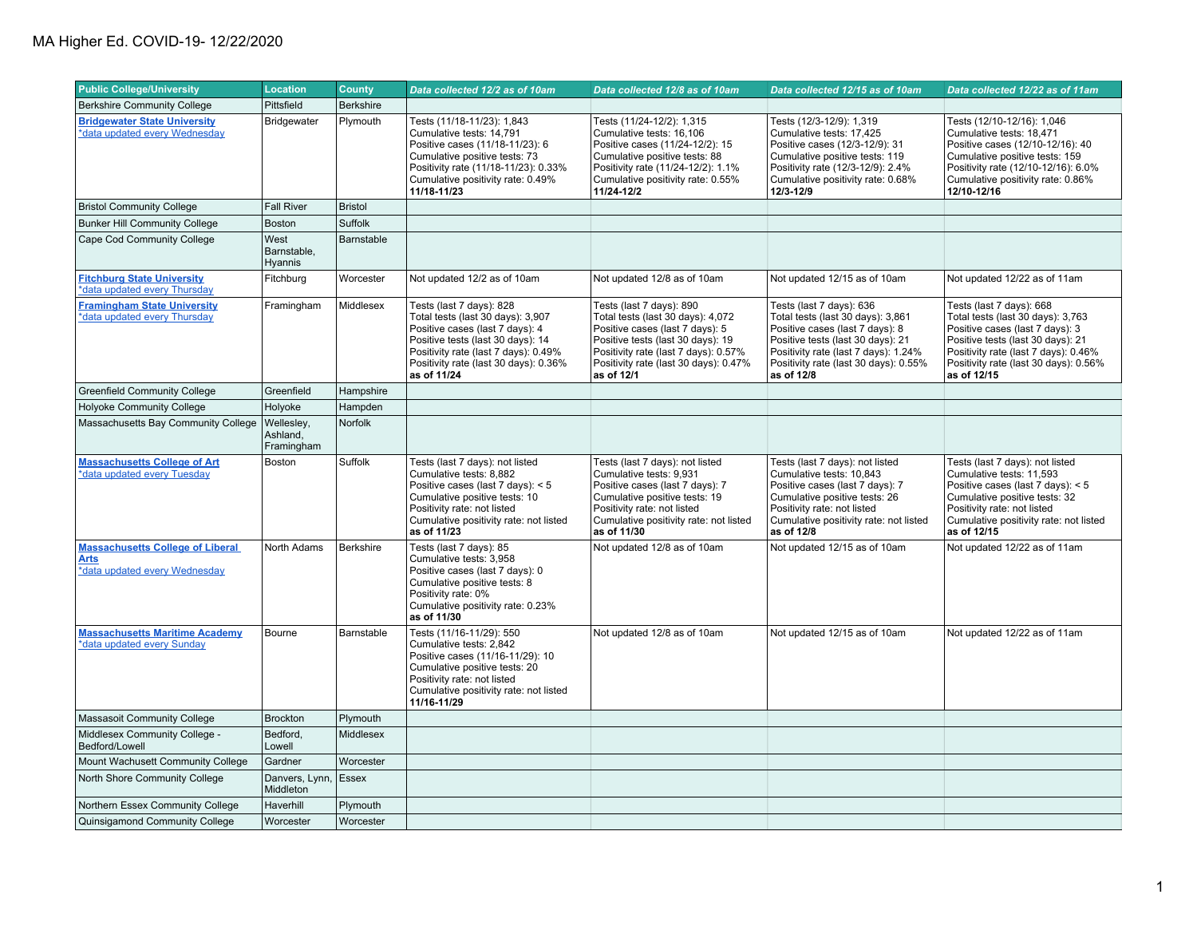# MA Higher Ed. COVID-19- 12/22/2020

| Public College/University | Location | County | *Data collected 12/2 as of 10am* | *Data collected 12/8 as of 10am* | *Data collected 12/15 as of 10am* | *Data collected 12/22 as of 11am* |
|---|---|---|---|---|---|---|
| Berkshire Community College | Pittsfield | Berkshire | | | | |
| **Bridgewater State University** *data updated every Wednesday | Bridgewater | Plymouth | Tests (11/18-11/23): 1,843<br>Cumulative tests: 14,791<br>Positive cases (11/18-11/23): 6<br>Cumulative positive tests: 73<br>Positivity rate (11/18-11/23): 0.33%<br>Cumulative positivity rate: 0.49%<br>**11/18-11/23** | Tests (11/24-12/2): 1,315<br>Cumulative tests: 16,106<br>Positive cases (11/24-12/2): 15<br>Cumulative positive tests: 88<br>Positivity rate (11/24-12/2): 1.1%<br>Cumulative positivity rate: 0.55%<br>**11/24-12/2** | Tests (12/3-12/9): 1,319<br>Cumulative tests: 17,425<br>Positive cases (12/3-12/9): 31<br>Cumulative positive tests: 119<br>Positivity rate (12/3-12/9): 2.4%<br>Cumulative positivity rate: 0.68%<br>**12/3-12/9** | Tests (12/10-12/16): 1,046<br>Cumulative tests: 18,471<br>Positive cases (12/10-12/16): 40<br>Cumulative positive tests: 159<br>Positivity rate (12/10-12/16): 6.0%<br>Cumulative positivity rate: 0.86%<br>**12/10-12/16** |
| Bristol Community College | Fall River | Bristol | | | | |
| Bunker Hill Community College | Boston | Suffolk | | | | |
| Cape Cod Community College | West Barnstable, Hyannis | Barnstable | | | | |
| **Fitchburg State University** *data updated every Thursday | Fitchburg | Worcester | Not updated 12/2 as of 10am | Not updated 12/8 as of 10am | Not updated 12/15 as of 10am | Not updated 12/22 as of 11am |
| **Framingham State University** *data updated every Thursday | Framingham | Middlesex | Tests (last 7 days): 828<br>Total tests (last 30 days): 3,907<br>Positive cases (last 7 days): 4<br>Positive tests (last 30 days): 14<br>Positivity rate (last 7 days): 0.49%<br>Positivity rate (last 30 days): 0.36%<br>**as of 11/24** | Tests (last 7 days): 890<br>Total tests (last 30 days): 4,072<br>Positive cases (last 7 days): 5<br>Positive tests (last 30 days): 19<br>Positivity rate (last 7 days): 0.57%<br>Positivity rate (last 30 days): 0.47%<br>**as of 12/1** | Tests (last 7 days): 636<br>Total tests (last 30 days): 3,861<br>Positive cases (last 7 days): 8<br>Positive tests (last 30 days): 21<br>Positivity rate (last 7 days): 1.24%<br>Positivity rate (last 30 days): 0.55%<br>**as of 12/8** | Tests (last 7 days): 668<br>Total tests (last 30 days): 3,763<br>Positive cases (last 7 days): 3<br>Positive tests (last 30 days): 21<br>Positivity rate (last 7 days): 0.46%<br>Positivity rate (last 30 days): 0.56%<br>**as of 12/15** |
| Greenfield Community College | Greenfield | Hampshire | | | | |
| Holyoke Community College | Holyoke | Hampden | | | | |
| Massachusetts Bay Community College | Wellesley, Ashland, Framingham | Norfolk | | | | |
| **Massachusetts College of Art** *data updated every Tuesday | Boston | Suffolk | Tests (last 7 days): not listed<br>Cumulative tests: 8,882<br>Positive cases (last 7 days): < 5<br>Cumulative positive tests: 10<br>Positivity rate: not listed<br>Cumulative positivity rate: not listed<br>**as of 11/23** | Tests (last 7 days): not listed<br>Cumulative tests: 9,931<br>Positive cases (last 7 days): 7<br>Cumulative positive tests: 19<br>Positivity rate: not listed<br>Cumulative positivity rate: not listed<br>**as of 11/30** | Tests (last 7 days): not listed<br>Cumulative tests: 10,843<br>Positive cases (last 7 days): 7<br>Cumulative positive tests: 26<br>Positivity rate: not listed<br>Cumulative positivity rate: not listed<br>**as of 12/8** | Tests (last 7 days): not listed<br>Cumulative tests: 11,593<br>Positive cases (last 7 days): < 5<br>Cumulative positive tests: 32<br>Positivity rate: not listed<br>Cumulative positivity rate: not listed<br>**as of 12/15** |
| **Massachusetts College of Liberal Arts** *data updated every Wednesday | North Adams | Berkshire | Tests (last 7 days): 85<br>Cumulative tests: 3,958<br>Positive cases (last 7 days): 0<br>Cumulative positive tests: 8<br>Positivity rate: 0%<br>Cumulative positivity rate: 0.23%<br>**as of 11/30** | Not updated 12/8 as of 10am | Not updated 12/15 as of 10am | Not updated 12/22 as of 11am |
| **Massachusetts Maritime Academy** *data updated every Sunday | Bourne | Barnstable | Tests (11/16-11/29): 550<br>Cumulative tests: 2,842<br>Positive cases (11/16-11/29): 10<br>Cumulative positive tests: 20<br>Positivity rate: not listed<br>Cumulative positivity rate: not listed<br>**11/16-11/29** | Not updated 12/8 as of 10am | Not updated 12/15 as of 10am | Not updated 12/22 as of 11am |
| Massasoit Community College | Brockton | Plymouth | | | | |
| Middlesex Community College - Bedford/Lowell | Bedford, Lowell | Middlesex | | | | |
| Mount Wachusett Community College | Gardner | Worcester | | | | |
| North Shore Community College | Danvers, Lynn, Middleton | Essex | | | | |
| Northern Essex Community College | Haverhill | Plymouth | | | | |
| Quinsigamond Community College | Worcester | Worcester | | | | |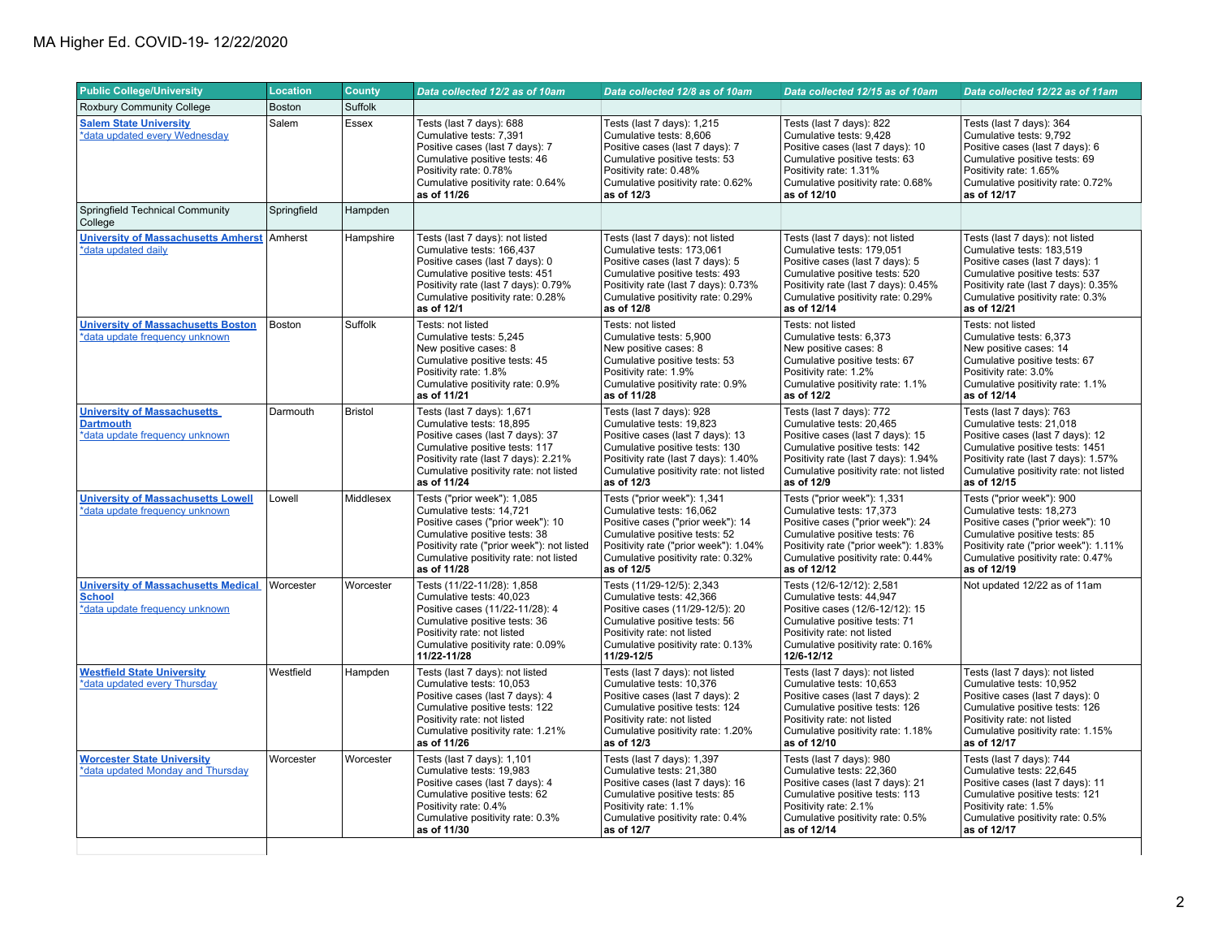MA Higher Ed. COVID-19- 12/22/2020

| Public College/University | Location | County | Data collected 12/2 as of 10am | Data collected 12/8 as of 10am | Data collected 12/15 as of 10am | Data collected 12/22 as of 11am |
|---|---|---|---|---|---|---|
| Roxbury Community College | Boston | Suffolk | | | | |
| Salem State University<br>*data updated every Wednesday | Salem | Essex | Tests (last 7 days): 688<br>Cumulative tests: 7,391<br>Positive cases (last 7 days): 7<br>Cumulative positive tests: 46<br>Positivity rate: 0.78%<br>Cumulative positivity rate: 0.64%<br>**as of 11/26** | Tests (last 7 days): 1,215<br>Cumulative tests: 8,606<br>Positive cases (last 7 days): 7<br>Cumulative positive tests: 53<br>Positivity rate: 0.48%<br>Cumulative positivity rate: 0.62%<br>**as of 12/3** | Tests (last 7 days): 822<br>Cumulative tests: 9,428<br>Positive cases (last 7 days): 10<br>Cumulative positive tests: 63<br>Positivity rate: 1.31%<br>Cumulative positivity rate: 0.68%<br>**as of 12/10** | Tests (last 7 days): 364<br>Cumulative tests: 9,792<br>Positive cases (last 7 days): 6<br>Cumulative positive tests: 69<br>Positivity rate: 1.65%<br>Cumulative positivity rate: 0.72%<br>**as of 12/17** |
| Springfield Technical Community College | Springfield | Hampden | | | | |
| University of Massachusetts Amherst<br>*data updated daily | Amherst | Hampshire | Tests (last 7 days): not listed<br>Cumulative tests: 166,437<br>Positive cases (last 7 days): 0<br>Cumulative positive tests: 451<br>Positivity rate (last 7 days): 0.79%<br>Cumulative positivity rate: 0.28%<br>**as of 12/1** | Tests (last 7 days): not listed<br>Cumulative tests: 173,061<br>Positive cases (last 7 days): 5<br>Cumulative positive tests: 493<br>Positivity rate (last 7 days): 0.73%<br>Cumulative positivity rate: 0.29%<br>**as of 12/8** | Tests (last 7 days): not listed<br>Cumulative tests: 179,051<br>Positive cases (last 7 days): 5<br>Cumulative positive tests: 520<br>Positivity rate (last 7 days): 0.45%<br>Cumulative positivity rate: 0.29%<br>**as of 12/14** | Tests (last 7 days): not listed<br>Cumulative tests: 183,519<br>Positive cases (last 7 days): 1<br>Cumulative positive tests: 537<br>Positivity rate (last 7 days): 0.35%<br>Cumulative positivity rate: 0.3%<br>**as of 12/21** |
| University of Massachusetts Boston<br>*data update frequency unknown | Boston | Suffolk | Tests: not listed<br>Cumulative tests: 5,245<br>New positive cases: 8<br>Cumulative positive tests: 45<br>Positivity rate: 1.8%<br>Cumulative positivity rate: 0.9%<br>**as of 11/21** | Tests: not listed<br>Cumulative tests: 5,900<br>New positive cases: 8<br>Cumulative positive tests: 53<br>Positivity rate: 1.9%<br>Cumulative positivity rate: 0.9%<br>**as of 11/28** | Tests: not listed<br>Cumulative tests: 6,373<br>New positive cases: 8<br>Cumulative positive tests: 67<br>Positivity rate: 1.2%<br>Cumulative positivity rate: 1.1%<br>**as of 12/2** | Tests: not listed<br>Cumulative tests: 6,373<br>New positive cases: 14<br>Cumulative positive tests: 67<br>Positivity rate: 3.0%<br>Cumulative positivity rate: 1.1%<br>**as of 12/14** |
| University of Massachusetts Dartmouth<br>*data update frequency unknown | Darmouth | Bristol | Tests (last 7 days): 1,671<br>Cumulative tests: 18,895<br>Positive cases (last 7 days): 37<br>Cumulative positive tests: 117<br>Positivity rate (last 7 days): 2.21%<br>Cumulative positivity rate: not listed<br>**as of 11/24** | Tests (last 7 days): 928<br>Cumulative tests: 19,823<br>Positive cases (last 7 days): 13<br>Cumulative positive tests: 130<br>Positivity rate (last 7 days): 1.40%<br>Cumulative positivity rate: not listed<br>**as of 12/3** | Tests (last 7 days): 772<br>Cumulative tests: 20,465<br>Positive cases (last 7 days): 15<br>Cumulative positive tests: 142<br>Positivity rate (last 7 days): 1.94%<br>Cumulative positivity rate: not listed<br>**as of 12/9** | Tests (last 7 days): 763<br>Cumulative tests: 21,018<br>Positive cases (last 7 days): 12<br>Cumulative positive tests: 1451<br>Positivity rate (last 7 days): 1.57%<br>Cumulative positivity rate: not listed<br>**as of 12/15** |
| University of Massachusetts Lowell<br>*data update frequency unknown | Lowell | Middlesex | Tests ("prior week"): 1,085<br>Cumulative tests: 14,721<br>Positive cases ("prior week"): 10<br>Cumulative positive tests: 38<br>Positivity rate ("prior week"): not listed<br>Cumulative positivity rate: not listed<br>**as of 11/28** | Tests ("prior week"): 1,341<br>Cumulative tests: 16,062<br>Positive cases ("prior week"): 14<br>Cumulative positive tests: 52<br>Positivity rate ("prior week"): 1.04%<br>Cumulative positivity rate: 0.32%<br>**as of 12/5** | Tests ("prior week"): 1,331<br>Cumulative tests: 17,373<br>Positive cases ("prior week"): 24<br>Cumulative positive tests: 76<br>Positivity rate ("prior week"): 1.83%<br>Cumulative positivity rate: 0.44%<br>**as of 12/12** | Tests ("prior week"): 900<br>Cumulative tests: 18,273<br>Positive cases ("prior week"): 10<br>Cumulative positive tests: 85<br>Positivity rate ("prior week"): 1.11%<br>Cumulative positivity rate: 0.47%<br>**as of 12/19** |
| University of Massachusetts Medical School<br>*data update frequency unknown | Worcester | Worcester | Tests (11/22-11/28): 1,858<br>Cumulative tests: 40,023<br>Positive cases (11/22-11/28): 4<br>Cumulative positive tests: 36<br>Positivity rate: not listed<br>Cumulative positivity rate: 0.09%<br>**11/22-11/28** | Tests (11/29-12/5): 2,343<br>Cumulative tests: 42,366<br>Positive cases (11/29-12/5): 20<br>Cumulative positive tests: 56<br>Positivity rate: not listed<br>Cumulative positivity rate: 0.13%<br>**11/29-12/5** | Tests (12/6-12/12): 2,581<br>Cumulative tests: 44,947<br>Positive cases (12/6-12/12): 15<br>Cumulative positive tests: 71<br>Positivity rate: not listed<br>Cumulative positivity rate: 0.16%<br>**12/6-12/12** | Not updated 12/22 as of 11am |
| Westfield State University<br>*data updated every Thursday | Westfield | Hampden | Tests (last 7 days): not listed<br>Cumulative tests: 10,053<br>Positive cases (last 7 days): 4<br>Cumulative positive tests: 122<br>Positivity rate: not listed<br>Cumulative positivity rate: 1.21%<br>**as of 11/26** | Tests (last 7 days): not listed<br>Cumulative tests: 10,376<br>Positive cases (last 7 days): 2<br>Cumulative positive tests: 124<br>Positivity rate: not listed<br>Cumulative positivity rate: 1.20%<br>**as of 12/3** | Tests (last 7 days): not listed<br>Cumulative tests: 10,653<br>Positive cases (last 7 days): 2<br>Cumulative positive tests: 126<br>Positivity rate: not listed<br>Cumulative positivity rate: 1.18%<br>**as of 12/10** | Tests (last 7 days): not listed<br>Cumulative tests: 10,952<br>Positive cases (last 7 days): 0<br>Cumulative positive tests: 126<br>Positivity rate: not listed<br>Cumulative positivity rate: 1.15%<br>**as of 12/17** |
| Worcester State University<br>*data updated Monday and Thursday | Worcester | Worcester | Tests (last 7 days): 1,101<br>Cumulative tests: 19,983<br>Positive cases (last 7 days): 4<br>Cumulative positive tests: 62<br>Positivity rate: 0.4%<br>Cumulative positivity rate: 0.3%<br>**as of 11/30** | Tests (last 7 days): 1,397<br>Cumulative tests: 21,380<br>Positive cases (last 7 days): 16<br>Cumulative positive tests: 85<br>Positivity rate: 1.1%<br>Cumulative positivity rate: 0.4%<br>**as of 12/7** | Tests (last 7 days): 980<br>Cumulative tests: 22,360<br>Positive cases (last 7 days): 21<br>Cumulative positive tests: 113<br>Positivity rate: 2.1%<br>Cumulative positivity rate: 0.5%<br>**as of 12/14** | Tests (last 7 days): 744<br>Cumulative tests: 22,645<br>Positive cases (last 7 days): 11<br>Cumulative positive tests: 121<br>Positivity rate: 1.5%<br>Cumulative positivity rate: 0.5%<br>**as of 12/17** |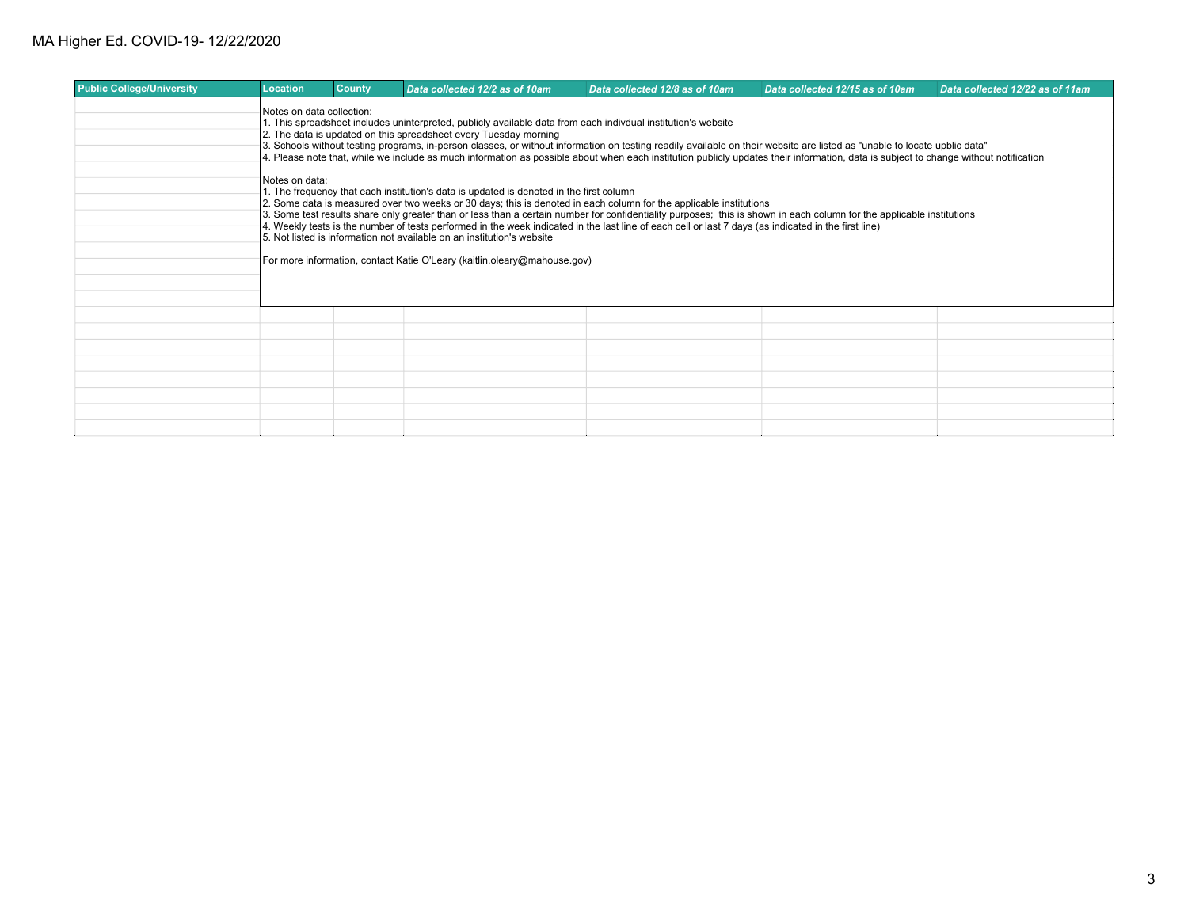MA Higher Ed. COVID-19- 12/22/2020

| Public College/University | Location | County | *Data collected 12/2 as of 10am* | *Data collected 12/8 as of 10am* | *Data collected 12/15 as of 10am* | *Data collected 12/22 as of 11am* |
|---|---|---|---|---|---|---|

Notes on data collection:
1. This spreadsheet includes uninterpreted, publicly available data from each indivdual institution's website
2. The data is updated on this spreadsheet every Tuesday morning
3. Schools without testing programs, in-person classes, or without information on testing readily available on their website are listed as "unable to locate upblic data"
4. Please note that, while we include as much information as possible about when each institution publicly updates their information, data is subject to change without notification

Notes on data:
1. The frequency that each institution's data is updated is denoted in the first column
2. Some data is measured over two weeks or 30 days; this is denoted in each column for the applicable institutions
3. Some test results share only greater than or less than a certain number for confidentiality purposes; this is shown in each column for the applicable institutions
4. Weekly tests is the number of tests performed in the week indicated in the last line of each cell or last 7 days (as indicated in the first line)
5. Not listed is information not available on an institution's website

For more information, contact Katie O'Leary (kaitlin.oleary@mahouse.gov)